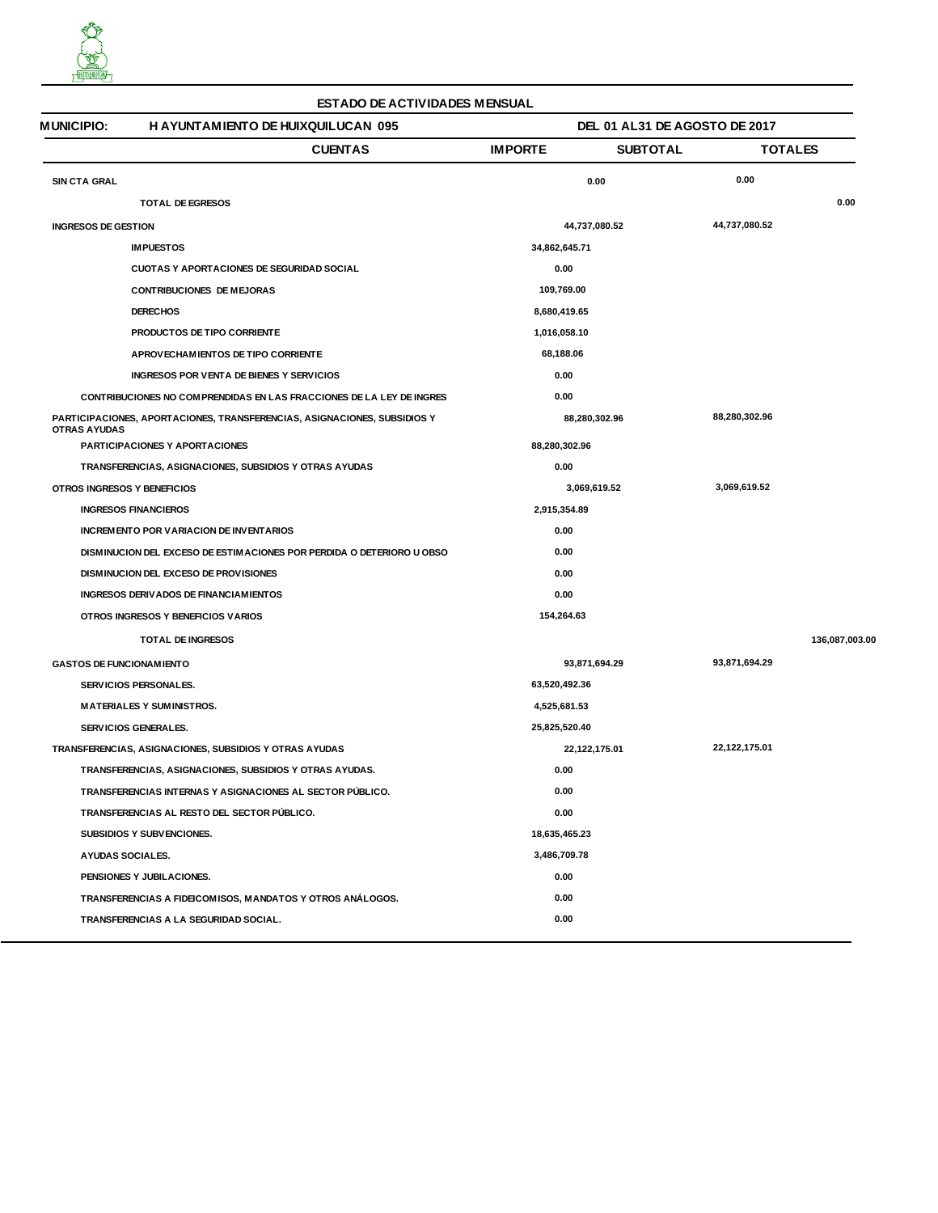## ESTADO DE ACTIVIDADES MENSUAL

**MUNICIPIO:** H AYUNTAMIENTO DE HUIXQUILUCAN 095 — DEL 01 AL31 DE AGOSTO DE 2017

| CUENTAS | IMPORTE | SUBTOTAL | TOTALES |
|---|---|---|---|
| **SIN CTA GRAL** | | 0.00 | 0.00 |
| **TOTAL DE EGRESOS** | | | 0.00 |
| **INGRESOS DE GESTION** | | 44,737,080.52 | 44,737,080.52 |
| IMPUESTOS | 34,862,645.71 | | |
| CUOTAS Y APORTACIONES DE SEGURIDAD SOCIAL | 0.00 | | |
| CONTRIBUCIONES DE MEJORAS | 109,769.00 | | |
| DERECHOS | 8,680,419.65 | | |
| PRODUCTOS DE TIPO CORRIENTE | 1,016,058.10 | | |
| APROVECHAMIENTOS DE TIPO CORRIENTE | 68,188.06 | | |
| INGRESOS POR VENTA DE BIENES Y SERVICIOS | 0.00 | | |
| CONTRIBUCIONES NO COMPRENDIDAS EN LAS FRACCIONES DE LA LEY DE INGRES | 0.00 | | |
| **PARTICIPACIONES, APORTACIONES, TRANSFERENCIAS, ASIGNACIONES, SUBSIDIOS Y OTRAS AYUDAS** | | 88,280,302.96 | 88,280,302.96 |
| PARTICIPACIONES Y APORTACIONES | 88,280,302.96 | | |
| TRANSFERENCIAS, ASIGNACIONES, SUBSIDIOS Y OTRAS AYUDAS | 0.00 | | |
| **OTROS INGRESOS Y BENEFICIOS** | | 3,069,619.52 | 3,069,619.52 |
| INGRESOS FINANCIEROS | 2,915,354.89 | | |
| INCREMENTO POR VARIACION DE INVENTARIOS | 0.00 | | |
| DISMINUCION DEL EXCESO DE ESTIMACIONES POR PERDIDA O DETERIORO U OBSO | 0.00 | | |
| DISMINUCION DEL EXCESO DE PROVISIONES | 0.00 | | |
| INGRESOS DERIVADOS DE FINANCIAMIENTOS | 0.00 | | |
| OTROS INGRESOS Y BENEFICIOS VARIOS | 154,264.63 | | |
| **TOTAL DE INGRESOS** | | | 136,087,003.00 |
| **GASTOS DE FUNCIONAMIENTO** | | 93,871,694.29 | 93,871,694.29 |
| SERVICIOS PERSONALES. | 63,520,492.36 | | |
| MATERIALES Y SUMINISTROS. | 4,525,681.53 | | |
| SERVICIOS GENERALES. | 25,825,520.40 | | |
| **TRANSFERENCIAS, ASIGNACIONES, SUBSIDIOS Y OTRAS AYUDAS** | | 22,122,175.01 | 22,122,175.01 |
| TRANSFERENCIAS, ASIGNACIONES, SUBSIDIOS Y OTRAS AYUDAS. | 0.00 | | |
| TRANSFERENCIAS INTERNAS Y ASIGNACIONES AL SECTOR PÚBLICO. | 0.00 | | |
| TRANSFERENCIAS AL RESTO DEL SECTOR PÚBLICO. | 0.00 | | |
| SUBSIDIOS Y SUBVENCIONES. | 18,635,465.23 | | |
| AYUDAS SOCIALES. | 3,486,709.78 | | |
| PENSIONES Y JUBILACIONES. | 0.00 | | |
| TRANSFERENCIAS A FIDEICOMISOS, MANDATOS Y OTROS ANÁLOGOS. | 0.00 | | |
| TRANSFERENCIAS A LA SEGURIDAD SOCIAL. | 0.00 | | |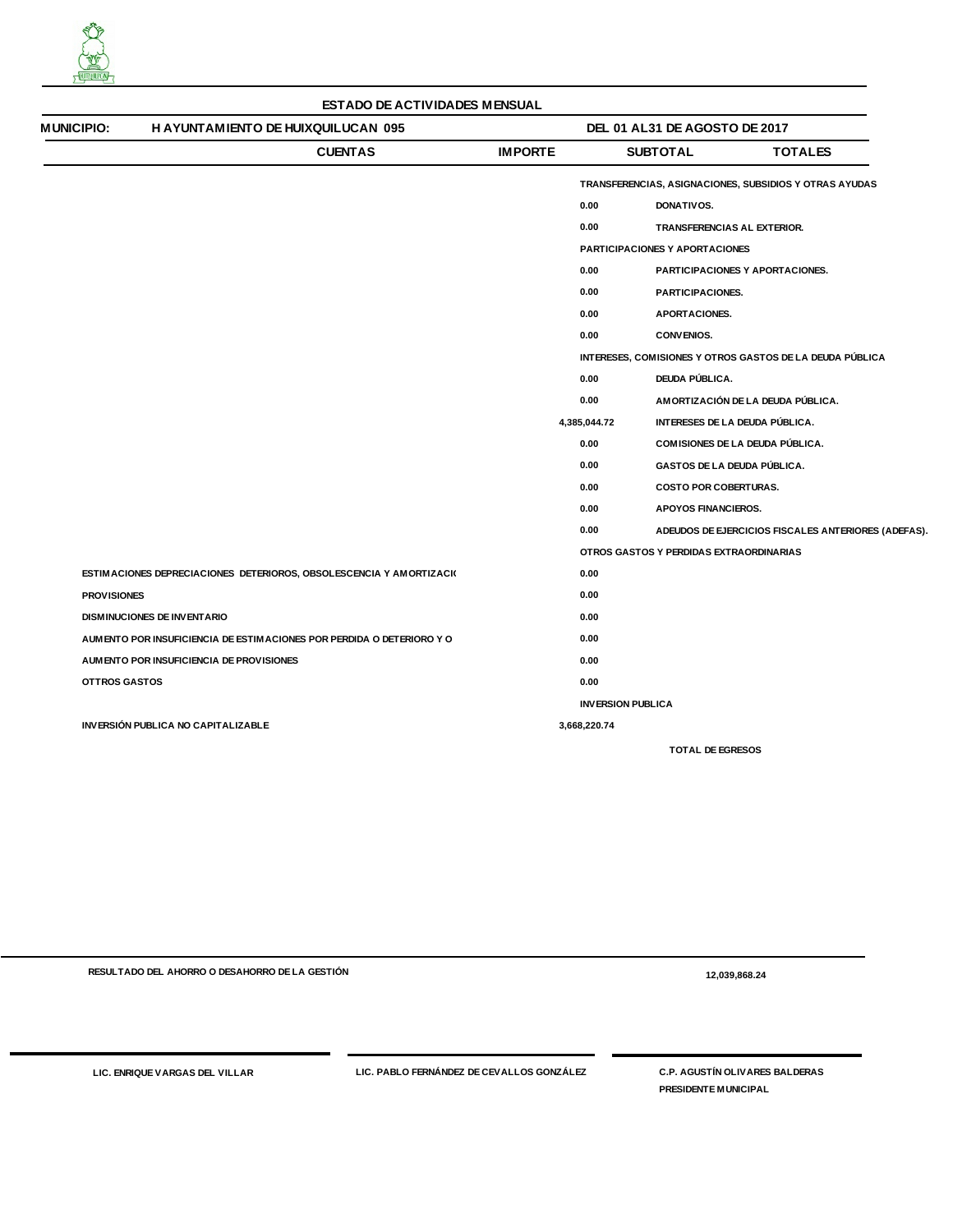## ESTADO DE ACTIVIDADES MENSUAL

**MUNICIPIO:** H AYUNTAMIENTO DE HUIXQUILUCAN 095 — DEL 01 AL31 DE AGOSTO DE 2017

| CUENTAS | IMPORTE | SUBTOTAL | TOTALES |
|---|---|---|---|
| TRANSFERENCIAS, ASIGNACIONES, SUBSIDIOS Y OTRAS AYUDAS | | | |
| DONATIVOS. | 0.00 | | |
| TRANSFERENCIAS AL EXTERIOR. | 0.00 | | |
| PARTICIPACIONES Y APORTACIONES | | | |
| PARTICIPACIONES Y APORTACIONES. | 0.00 | | |
| PARTICIPACIONES. | 0.00 | | |
| APORTACIONES. | 0.00 | | |
| CONVENIOS. | 0.00 | | |
| INTERESES, COMISIONES Y OTROS GASTOS DE LA DEUDA PÚBLICA | | | |
| DEUDA PÚBLICA. | 0.00 | | |
| AMORTIZACIÓN DE LA DEUDA PÚBLICA. | 0.00 | | |
| INTERESES DE LA DEUDA PÚBLICA. | 4,385,044.72 | | |
| COMISIONES DE LA DEUDA PÚBLICA. | 0.00 | | |
| GASTOS DE LA DEUDA PÚBLICA. | 0.00 | | |
| COSTO POR COBERTURAS. | 0.00 | | |
| APOYOS FINANCIEROS. | 0.00 | | |
| ADEUDOS DE EJERCICIOS FISCALES ANTERIORES (ADEFAS). | 0.00 | | |
| OTROS GASTOS Y PERDIDAS EXTRAORDINARIAS | | | |
| ESTIMACIONES DEPRECIACIONES DETERIOROS, OBSOLESCENCIA Y AMORTIZACIO | 0.00 | | |
| PROVISIONES | 0.00 | | |
| DISMINUCIONES DE INVENTARIO | 0.00 | | |
| AUMENTO POR INSUFICIENCIA DE ESTIMACIONES POR PERDIDA O DETERIORO Y O | 0.00 | | |
| AUMENTO POR INSUFICIENCIA DE PROVISIONES | 0.00 | | |
| OTTROS GASTOS | 0.00 | | |
| INVERSION PUBLICA | | | |
| INVERSIÓN PUBLICA NO CAPITALIZABLE | 3,668,220.74 | | |
| TOTAL DE EGRESOS | | | |

| | |
|---|---|
| RESULTADO DEL AHORRO O DESAHORRO DE LA GESTIÓN | 12,039,868.24 |

LIC. ENRIQUE VARGAS DEL VILLAR

LIC. PABLO FERNÁNDEZ DE CEVALLOS GONZÁLEZ

C.P. AGUSTÍN OLIVARES BALDERAS
PRESIDENTE MUNICIPAL